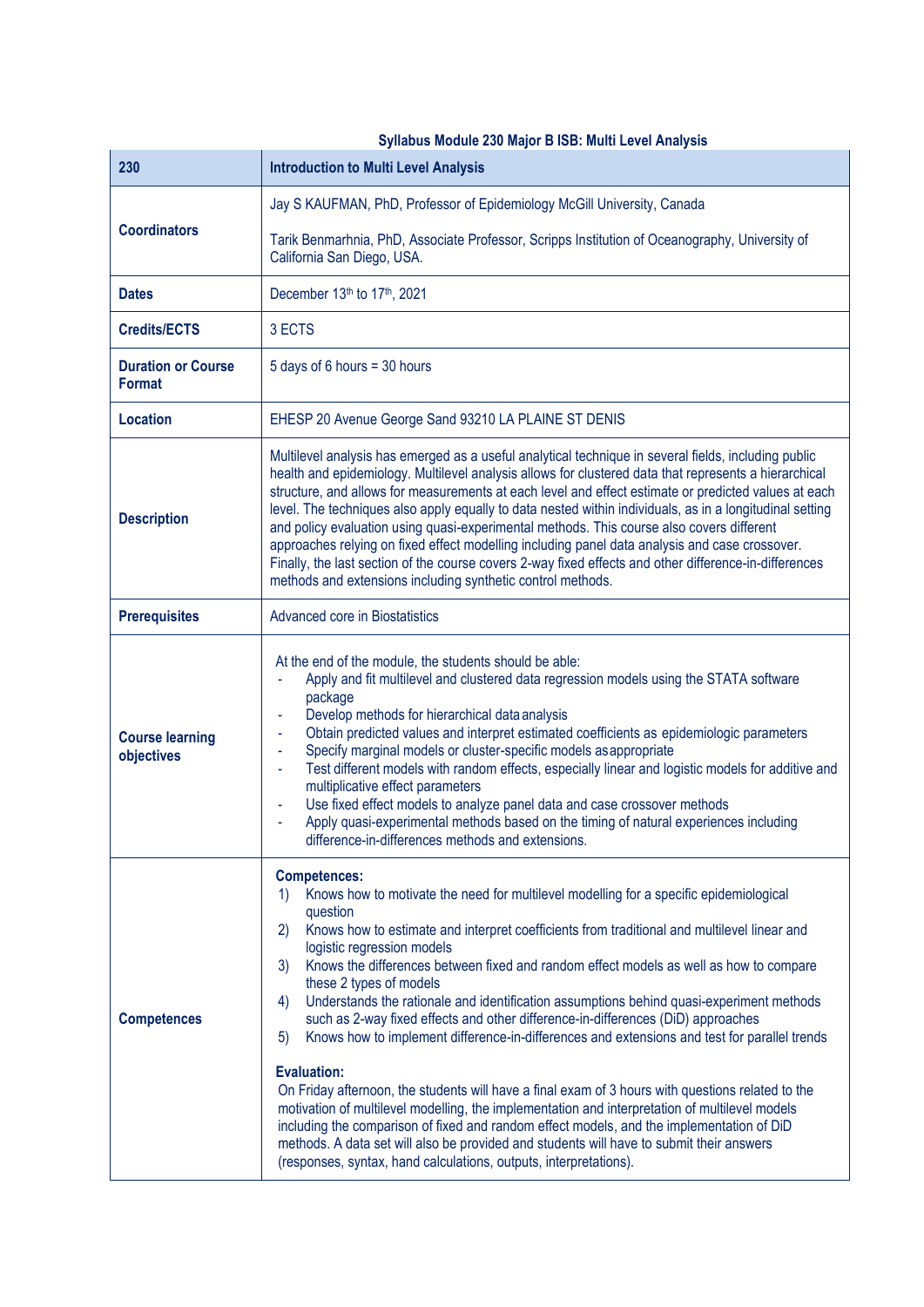**Syllabus Module 230 Major B ISB: Multi Level Analysis**

| 230 | Introduction to Multi Level Analysis |
|---|---|
| **Coordinators** | Jay S KAUFMAN, PhD, Professor of Epidemiology McGill University, Canada<br><br>Tarik Benmarhnia, PhD, Associate Professor, Scripps Institution of Oceanography, University of California San Diego, USA. |
| **Dates** | December 13th to 17th, 2021 |
| **Credits/ECTS** | 3 ECTS |
| **Duration or Course Format** | 5 days of 6 hours = 30 hours |
| **Location** | EHESP 20 Avenue George Sand 93210 LA PLAINE ST DENIS |
| **Description** | Multilevel analysis has emerged as a useful analytical technique in several fields, including public health and epidemiology. Multilevel analysis allows for clustered data that represents a hierarchical structure, and allows for measurements at each level and effect estimate or predicted values at each level. The techniques also apply equally to data nested within individuals, as in a longitudinal setting and policy evaluation using quasi-experimental methods. This course also covers different approaches relying on fixed effect modelling including panel data analysis and case crossover. Finally, the last section of the course covers 2-way fixed effects and other difference-in-differences methods and extensions including synthetic control methods. |
| **Prerequisites** | Advanced core in Biostatistics |
| **Course learning objectives** | At the end of the module, the students should be able:<br>- Apply and fit multilevel and clustered data regression models using the STATA software package<br>- Develop methods for hierarchical data analysis<br>- Obtain predicted values and interpret estimated coefficients as epidemiologic parameters<br>- Specify marginal models or cluster-specific models as appropriate<br>- Test different models with random effects, especially linear and logistic models for additive and multiplicative effect parameters<br>- Use fixed effect models to analyze panel data and case crossover methods<br>- Apply quasi-experimental methods based on the timing of natural experiences including difference-in-differences methods and extensions. |
| **Competences** | **Competences:**<br>1) Knows how to motivate the need for multilevel modelling for a specific epidemiological question<br>2) Knows how to estimate and interpret coefficients from traditional and multilevel linear and logistic regression models<br>3) Knows the differences between fixed and random effect models as well as how to compare these 2 types of models<br>4) Understands the rationale and identification assumptions behind quasi-experiment methods such as 2-way fixed effects and other difference-in-differences (DiD) approaches<br>5) Knows how to implement difference-in-differences and extensions and test for parallel trends<br><br>**Evaluation:**<br>On Friday afternoon, the students will have a final exam of 3 hours with questions related to the motivation of multilevel modelling, the implementation and interpretation of multilevel models including the comparison of fixed and random effect models, and the implementation of DiD methods. A data set will also be provided and students will have to submit their answers (responses, syntax, hand calculations, outputs, interpretations). |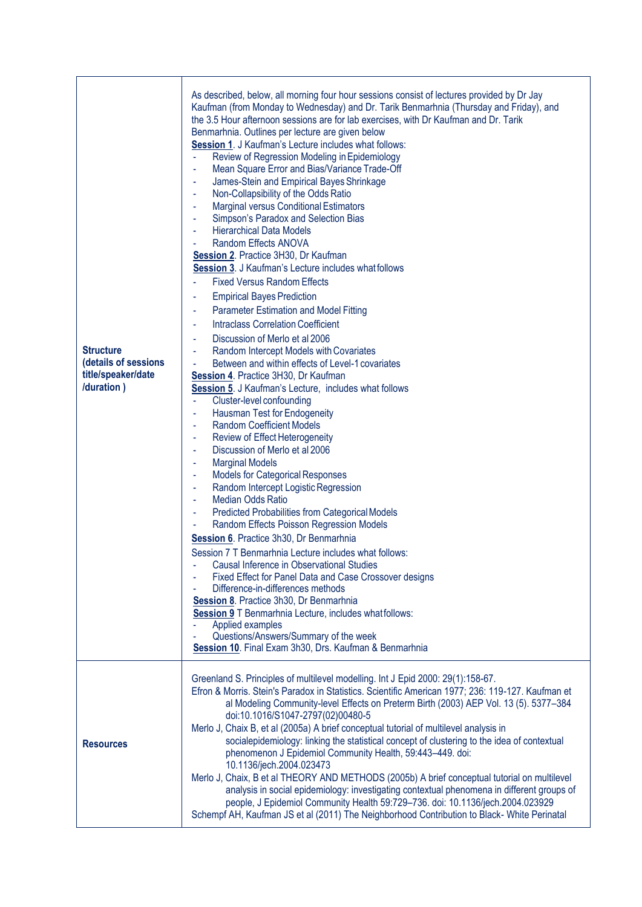| | |
|---|---|
| **Structure (details of sessions title/speaker/date /duration )** | As described, below, all morning four hour sessions consist of lectures provided by Dr Jay Kaufman (from Monday to Wednesday) and Dr. Tarik Benmarhnia (Thursday and Friday), and the 3.5 Hour afternoon sessions are for lab exercises, with Dr Kaufman and Dr. Tarik Benmarhnia. Outlines per lecture are given below<br>**Session 1**. J Kaufman's Lecture includes what follows:<br>- Review of Regression Modeling in Epidemiology<br>- Mean Square Error and Bias/Variance Trade-Off<br>- James-Stein and Empirical Bayes Shrinkage<br>- Non-Collapsibility of the Odds Ratio<br>- Marginal versus Conditional Estimators<br>- Simpson's Paradox and Selection Bias<br>- Hierarchical Data Models<br>- Random Effects ANOVA<br>**Session 2**. Practice 3H30, Dr Kaufman<br>**Session 3**. J Kaufman's Lecture includes what follows<br>- Fixed Versus Random Effects<br>- Empirical Bayes Prediction<br>- Parameter Estimation and Model Fitting<br>- Intraclass Correlation Coefficient<br>- Discussion of Merlo et al 2006<br>- Random Intercept Models with Covariates<br>- Between and within effects of Level-1 covariates<br>**Session 4**. Practice 3H30, Dr Kaufman<br>**Session 5**. J Kaufman's Lecture, includes what follows<br>- Cluster-level confounding<br>- Hausman Test for Endogeneity<br>- Random Coefficient Models<br>- Review of Effect Heterogeneity<br>- Discussion of Merlo et al 2006<br>- Marginal Models<br>- Models for Categorical Responses<br>- Random Intercept Logistic Regression<br>- Median Odds Ratio<br>- Predicted Probabilities from Categorical Models<br>- Random Effects Poisson Regression Models<br>**Session 6**. Practice 3h30, Dr Benmarhnia<br>Session 7 T Benmarhnia Lecture includes what follows:<br>- Causal Inference in Observational Studies<br>- Fixed Effect for Panel Data and Case Crossover designs<br>- Difference-in-differences methods<br>**Session 8**. Practice 3h30, Dr Benmarhnia<br>**Session 9** T Benmarhnia Lecture, includes what follows:<br>- Applied examples<br>- Questions/Answers/Summary of the week<br>**Session 10**. Final Exam 3h30, Drs. Kaufman & Benmarhnia |
| **Resources** | Greenland S. Principles of multilevel modelling. Int J Epid 2000: 29(1):158-67.<br>Efron & Morris. Stein's Paradox in Statistics. Scientific American 1977; 236: 119-127. Kaufman et al Modeling Community-level Effects on Preterm Birth (2003) AEP Vol. 13 (5). 5377–384 doi:10.1016/S1047-2797(02)00480-5<br>Merlo J, Chaix B, et al (2005a) A brief conceptual tutorial of multilevel analysis in socialepidemiology: linking the statistical concept of clustering to the idea of contextual phenomenon J Epidemiol Community Health, 59:443–449. doi: 10.1136/jech.2004.023473<br>Merlo J, Chaix, B et al THEORY AND METHODS (2005b) A brief conceptual tutorial on multilevel analysis in social epidemiology: investigating contextual phenomena in different groups of people, J Epidemiol Community Health 59:729–736. doi: 10.1136/jech.2004.023929<br>Schempf AH, Kaufman JS et al (2011) The Neighborhood Contribution to Black- White Perinatal |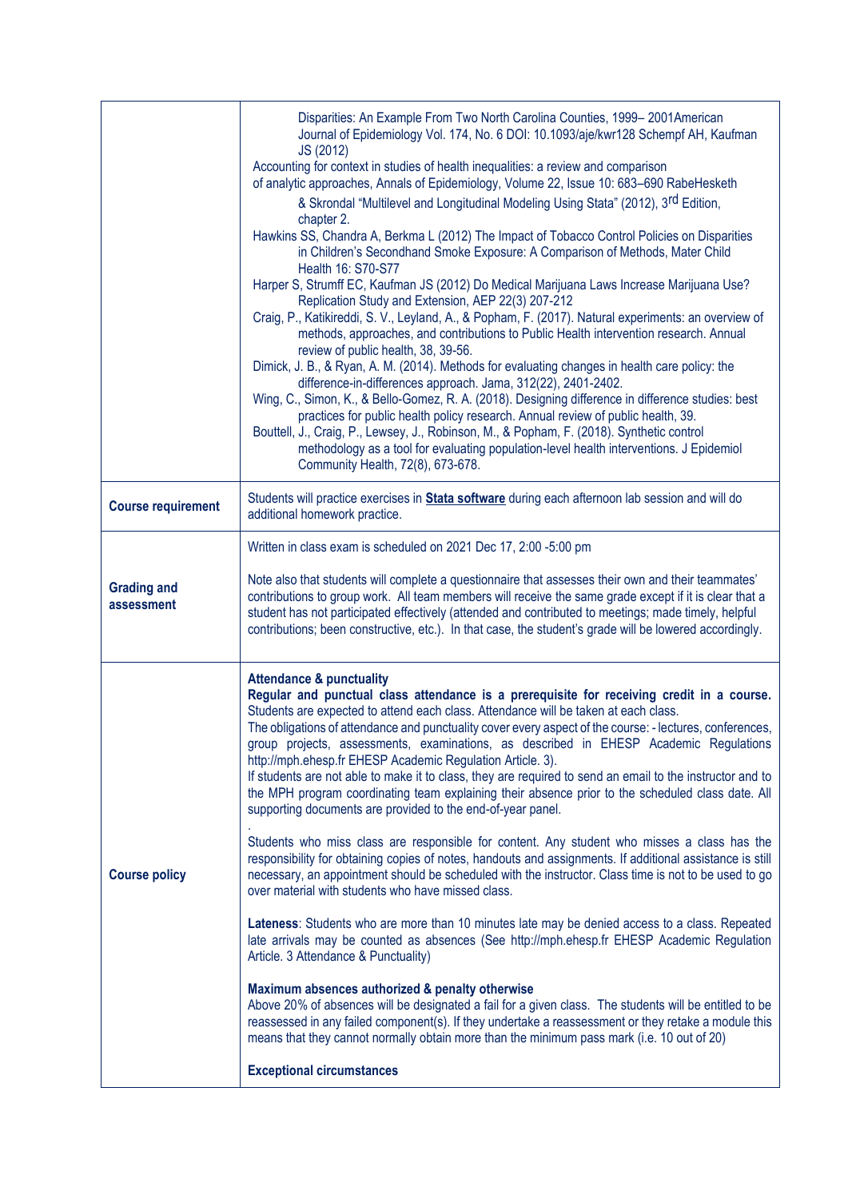| | |
|---|---|
| | Disparities: An Example From Two North Carolina Counties, 1999– 2001American Journal of Epidemiology Vol. 174, No. 6 DOI: 10.1093/aje/kwr128 Schempf AH, Kaufman JS (2012)<br>Accounting for context in studies of health inequalities: a review and comparison of analytic approaches, Annals of Epidemiology, Volume 22, Issue 10: 683–690 RabeHesketh & Skrondal "Multilevel and Longitudinal Modeling Using Stata" (2012), 3rd Edition, chapter 2.<br>Hawkins SS, Chandra A, Berkma L (2012) The Impact of Tobacco Control Policies on Disparities in Children's Secondhand Smoke Exposure: A Comparison of Methods, Mater Child Health 16: S70-S77<br>Harper S, Strumff EC, Kaufman JS (2012) Do Medical Marijuana Laws Increase Marijuana Use? Replication Study and Extension, AEP 22(3) 207-212<br>Craig, P., Katikireddi, S. V., Leyland, A., & Popham, F. (2017). Natural experiments: an overview of methods, approaches, and contributions to Public Health intervention research. Annual review of public health, 38, 39-56.<br>Dimick, J. B., & Ryan, A. M. (2014). Methods for evaluating changes in health care policy: the difference-in-differences approach. Jama, 312(22), 2401-2402.<br>Wing, C., Simon, K., & Bello-Gomez, R. A. (2018). Designing difference in difference studies: best practices for public health policy research. Annual review of public health, 39.<br>Bouttell, J., Craig, P., Lewsey, J., Robinson, M., & Popham, F. (2018). Synthetic control methodology as a tool for evaluating population-level health interventions. J Epidemiol Community Health, 72(8), 673-678. |
| **Course requirement** | Students will practice exercises in **Stata software** during each afternoon lab session and will do additional homework practice. |
| **Grading and assessment** | Written in class exam is scheduled on 2021 Dec 17, 2:00 -5:00 pm<br><br>Note also that students will complete a questionnaire that assesses their own and their teammates' contributions to group work. All team members will receive the same grade except if it is clear that a student has not participated effectively (attended and contributed to meetings; made timely, helpful contributions; been constructive, etc.). In that case, the student's grade will be lowered accordingly. |
| **Course policy** | **Attendance & punctuality**<br>**Regular and punctual class attendance is a prerequisite for receiving credit in a course.** Students are expected to attend each class. Attendance will be taken at each class.<br>The obligations of attendance and punctuality cover every aspect of the course: - lectures, conferences, group projects, assessments, examinations, as described in EHESP Academic Regulations http://mph.ehesp.fr EHESP Academic Regulation Article. 3).<br>If students are not able to make it to class, they are required to send an email to the instructor and to the MPH program coordinating team explaining their absence prior to the scheduled class date. All supporting documents are provided to the end-of-year panel.<br>.<br>Students who miss class are responsible for content. Any student who misses a class has the responsibility for obtaining copies of notes, handouts and assignments. If additional assistance is still necessary, an appointment should be scheduled with the instructor. Class time is not to be used to go over material with students who have missed class.<br><br>**Lateness**: Students who are more than 10 minutes late may be denied access to a class. Repeated late arrivals may be counted as absences (See http://mph.ehesp.fr EHESP Academic Regulation Article. 3 Attendance & Punctuality)<br><br>**Maximum absences authorized & penalty otherwise**<br>Above 20% of absences will be designated a fail for a given class. The students will be entitled to be reassessed in any failed component(s). If they undertake a reassessment or they retake a module this means that they cannot normally obtain more than the minimum pass mark (i.e. 10 out of 20)<br><br>**Exceptional circumstances** |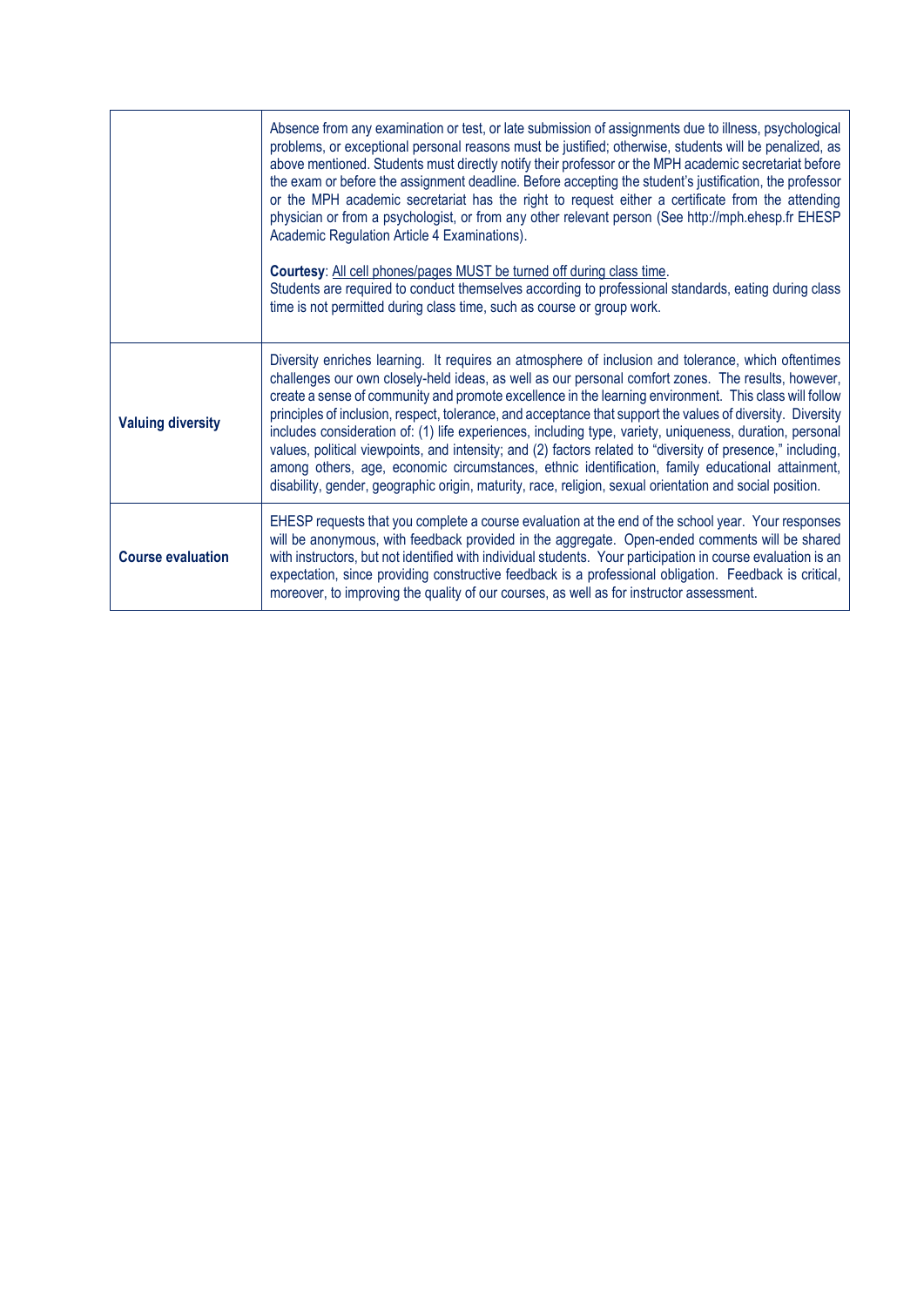| | |
|---|---|
| | Absence from any examination or test, or late submission of assignments due to illness, psychological problems, or exceptional personal reasons must be justified; otherwise, students will be penalized, as above mentioned. Students must directly notify their professor or the MPH academic secretariat before the exam or before the assignment deadline. Before accepting the student's justification, the professor or the MPH academic secretariat has the right to request either a certificate from the attending physician or from a psychologist, or from any other relevant person (See http://mph.ehesp.fr EHESP Academic Regulation Article 4 Examinations).<br><br>**Courtesy**: <u>All cell phones/pages MUST be turned off during class time</u>.<br>Students are required to conduct themselves according to professional standards, eating during class time is not permitted during class time, such as course or group work. |
| **Valuing diversity** | Diversity enriches learning. It requires an atmosphere of inclusion and tolerance, which oftentimes challenges our own closely-held ideas, as well as our personal comfort zones. The results, however, create a sense of community and promote excellence in the learning environment. This class will follow principles of inclusion, respect, tolerance, and acceptance that support the values of diversity. Diversity includes consideration of: (1) life experiences, including type, variety, uniqueness, duration, personal values, political viewpoints, and intensity; and (2) factors related to "diversity of presence," including, among others, age, economic circumstances, ethnic identification, family educational attainment, disability, gender, geographic origin, maturity, race, religion, sexual orientation and social position. |
| **Course evaluation** | EHESP requests that you complete a course evaluation at the end of the school year. Your responses will be anonymous, with feedback provided in the aggregate. Open-ended comments will be shared with instructors, but not identified with individual students. Your participation in course evaluation is an expectation, since providing constructive feedback is a professional obligation. Feedback is critical, moreover, to improving the quality of our courses, as well as for instructor assessment. |